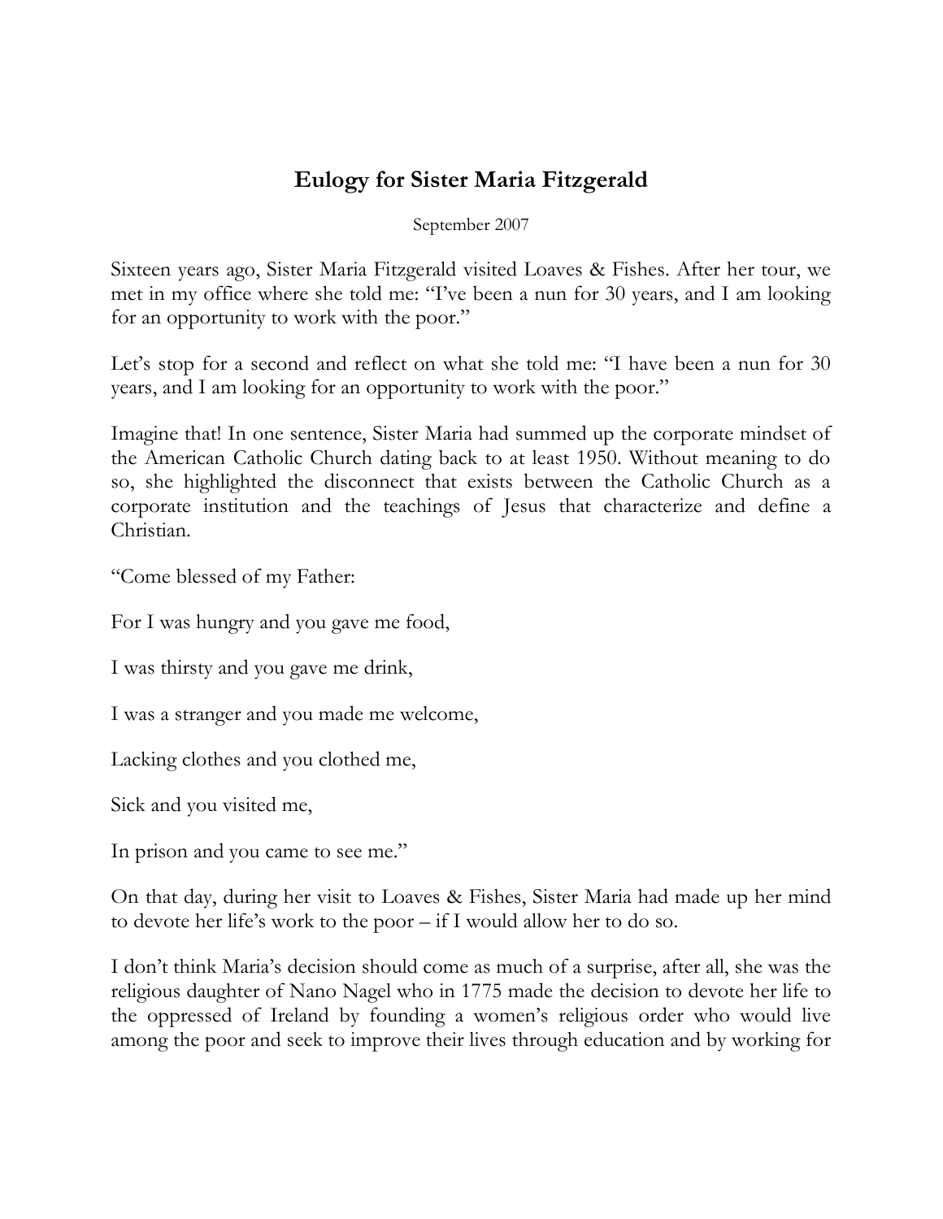# Eulogy for Sister Maria Fitzgerald

September 2007

Sixteen years ago, Sister Maria Fitzgerald visited Loaves & Fishes. After her tour, we met in my office where she told me: "I've been a nun for 30 years, and I am looking for an opportunity to work with the poor."

Let's stop for a second and reflect on what she told me: "I have been a nun for 30 years, and I am looking for an opportunity to work with the poor."

Imagine that! In one sentence, Sister Maria had summed up the corporate mindset of the American Catholic Church dating back to at least 1950. Without meaning to do so, she highlighted the disconnect that exists between the Catholic Church as a corporate institution and the teachings of Jesus that characterize and define a Christian.

"Come blessed of my Father:

For I was hungry and you gave me food,

I was thirsty and you gave me drink,

I was a stranger and you made me welcome,

Lacking clothes and you clothed me,

Sick and you visited me,

In prison and you came to see me."

On that day, during her visit to Loaves & Fishes, Sister Maria had made up her mind to devote her life's work to the poor – if I would allow her to do so.

I don't think Maria's decision should come as much of a surprise, after all, she was the religious daughter of Nano Nagel who in 1775 made the decision to devote her life to the oppressed of Ireland by founding a women's religious order who would live among the poor and seek to improve their lives through education and by working for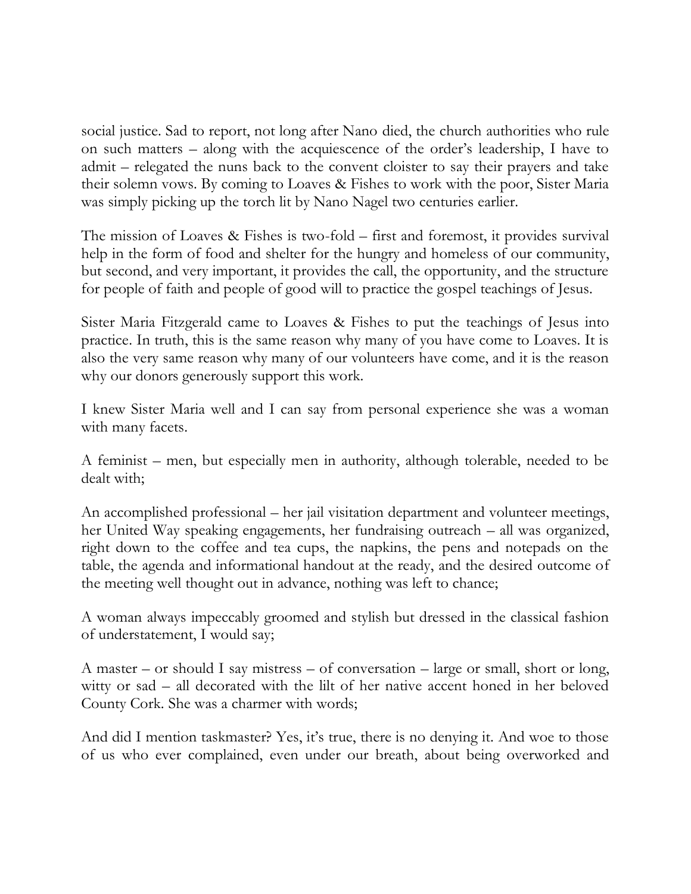social justice. Sad to report, not long after Nano died, the church authorities who rule on such matters – along with the acquiescence of the order's leadership, I have to admit – relegated the nuns back to the convent cloister to say their prayers and take their solemn vows. By coming to Loaves & Fishes to work with the poor, Sister Maria was simply picking up the torch lit by Nano Nagel two centuries earlier.

The mission of Loaves & Fishes is two-fold – first and foremost, it provides survival help in the form of food and shelter for the hungry and homeless of our community, but second, and very important, it provides the call, the opportunity, and the structure for people of faith and people of good will to practice the gospel teachings of Jesus.

Sister Maria Fitzgerald came to Loaves & Fishes to put the teachings of Jesus into practice. In truth, this is the same reason why many of you have come to Loaves. It is also the very same reason why many of our volunteers have come, and it is the reason why our donors generously support this work.

I knew Sister Maria well and I can say from personal experience she was a woman with many facets.

A feminist – men, but especially men in authority, although tolerable, needed to be dealt with;

An accomplished professional – her jail visitation department and volunteer meetings, her United Way speaking engagements, her fundraising outreach – all was organized, right down to the coffee and tea cups, the napkins, the pens and notepads on the table, the agenda and informational handout at the ready, and the desired outcome of the meeting well thought out in advance, nothing was left to chance;

A woman always impeccably groomed and stylish but dressed in the classical fashion of understatement, I would say;

A master – or should I say mistress – of conversation – large or small, short or long, witty or sad – all decorated with the lilt of her native accent honed in her beloved County Cork. She was a charmer with words;

And did I mention taskmaster? Yes, it's true, there is no denying it. And woe to those of us who ever complained, even under our breath, about being overworked and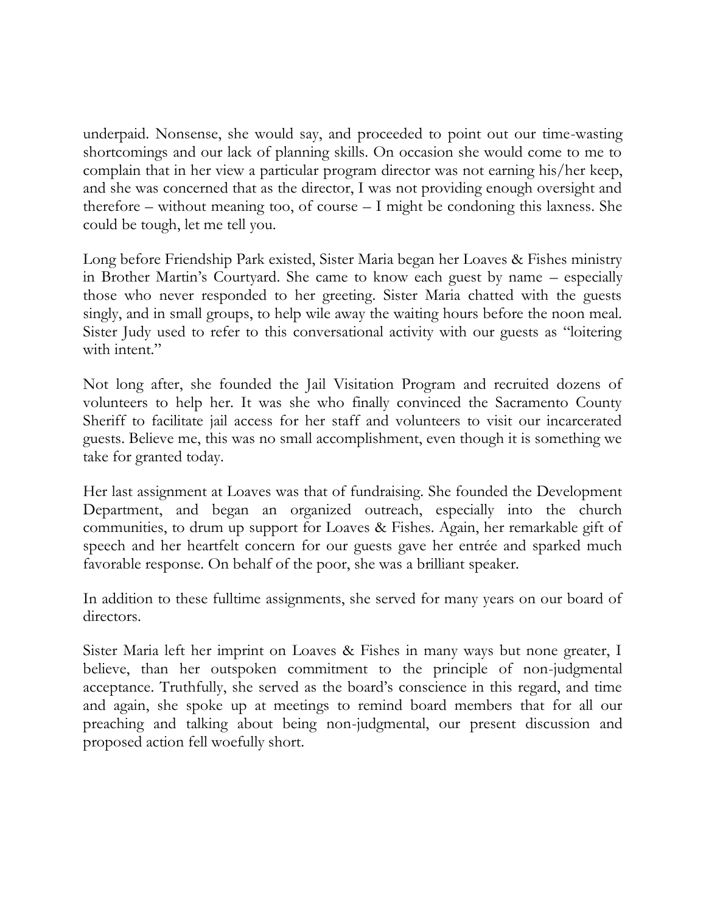underpaid. Nonsense, she would say, and proceeded to point out our time-wasting shortcomings and our lack of planning skills. On occasion she would come to me to complain that in her view a particular program director was not earning his/her keep, and she was concerned that as the director, I was not providing enough oversight and therefore – without meaning too, of course – I might be condoning this laxness. She could be tough, let me tell you.

Long before Friendship Park existed, Sister Maria began her Loaves & Fishes ministry in Brother Martin's Courtyard. She came to know each guest by name – especially those who never responded to her greeting. Sister Maria chatted with the guests singly, and in small groups, to help wile away the waiting hours before the noon meal. Sister Judy used to refer to this conversational activity with our guests as "loitering with intent."

Not long after, she founded the Jail Visitation Program and recruited dozens of volunteers to help her. It was she who finally convinced the Sacramento County Sheriff to facilitate jail access for her staff and volunteers to visit our incarcerated guests. Believe me, this was no small accomplishment, even though it is something we take for granted today.

Her last assignment at Loaves was that of fundraising. She founded the Development Department, and began an organized outreach, especially into the church communities, to drum up support for Loaves & Fishes. Again, her remarkable gift of speech and her heartfelt concern for our guests gave her entrée and sparked much favorable response. On behalf of the poor, she was a brilliant speaker.

In addition to these fulltime assignments, she served for many years on our board of directors.

Sister Maria left her imprint on Loaves & Fishes in many ways but none greater, I believe, than her outspoken commitment to the principle of non-judgmental acceptance. Truthfully, she served as the board's conscience in this regard, and time and again, she spoke up at meetings to remind board members that for all our preaching and talking about being non-judgmental, our present discussion and proposed action fell woefully short.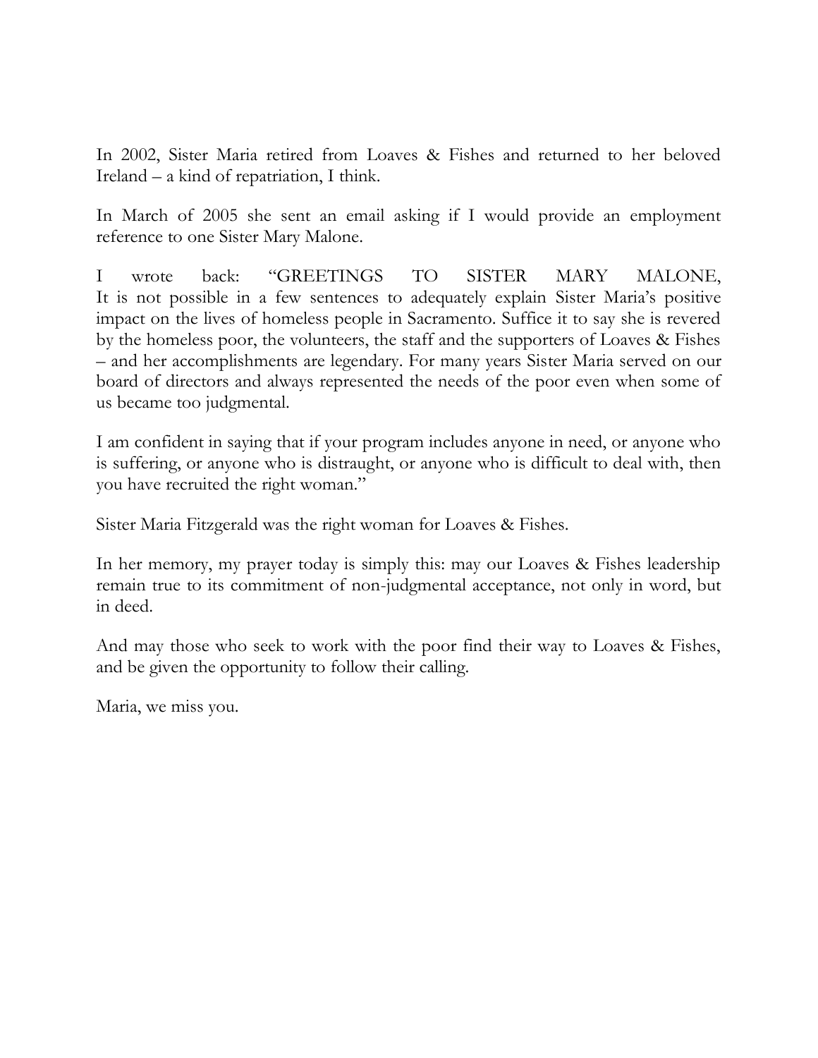In 2002, Sister Maria retired from Loaves & Fishes and returned to her beloved Ireland – a kind of repatriation, I think.

In March of 2005 she sent an email asking if I would provide an employment reference to one Sister Mary Malone.

I wrote back: "GREETINGS TO SISTER MARY MALONE,
It is not possible in a few sentences to adequately explain Sister Maria's positive impact on the lives of homeless people in Sacramento. Suffice it to say she is revered by the homeless poor, the volunteers, the staff and the supporters of Loaves & Fishes – and her accomplishments are legendary. For many years Sister Maria served on our board of directors and always represented the needs of the poor even when some of us became too judgmental.

I am confident in saying that if your program includes anyone in need, or anyone who is suffering, or anyone who is distraught, or anyone who is difficult to deal with, then you have recruited the right woman."

Sister Maria Fitzgerald was the right woman for Loaves & Fishes.

In her memory, my prayer today is simply this: may our Loaves & Fishes leadership remain true to its commitment of non-judgmental acceptance, not only in word, but in deed.

And may those who seek to work with the poor find their way to Loaves & Fishes, and be given the opportunity to follow their calling.

Maria, we miss you.